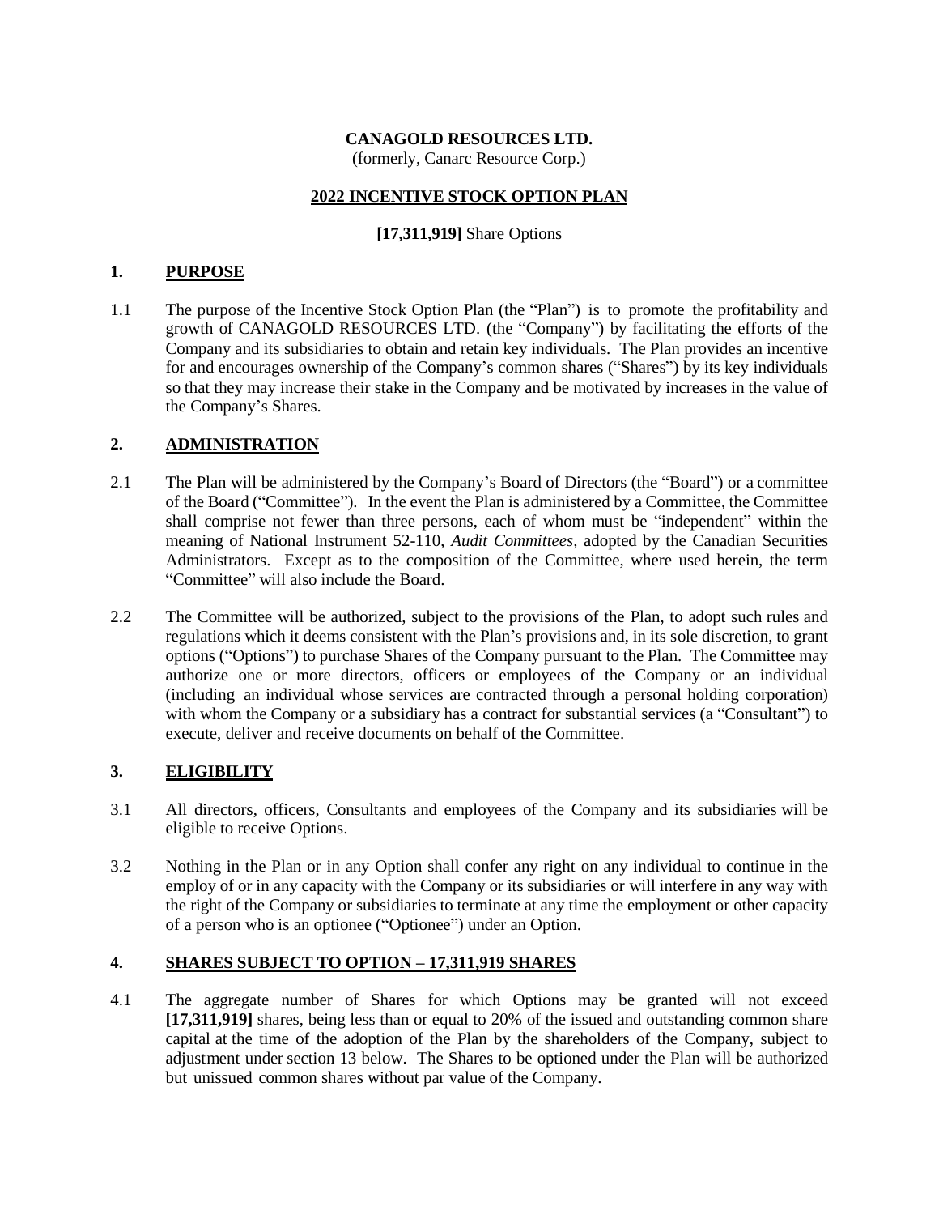# CANAGOLD RESOURCES LTD.

(formerly, Canarc Resource Corp.)

## 2022 INCENTIVE STOCK OPTION PLAN

**[17,311,919]** Share Options

## 1. PURPOSE

1.1 The purpose of the Incentive Stock Option Plan (the "Plan") is to promote the profitability and growth of CANAGOLD RESOURCES LTD. (the "Company") by facilitating the efforts of the Company and its subsidiaries to obtain and retain key individuals. The Plan provides an incentive for and encourages ownership of the Company's common shares ("Shares") by its key individuals so that they may increase their stake in the Company and be motivated by increases in the value of the Company's Shares.

## 2. ADMINISTRATION

2.1 The Plan will be administered by the Company's Board of Directors (the "Board") or a committee of the Board ("Committee"). In the event the Plan is administered by a Committee, the Committee shall comprise not fewer than three persons, each of whom must be "independent" within the meaning of National Instrument 52-110, *Audit Committees*, adopted by the Canadian Securities Administrators. Except as to the composition of the Committee, where used herein, the term "Committee" will also include the Board.

2.2 The Committee will be authorized, subject to the provisions of the Plan, to adopt such rules and regulations which it deems consistent with the Plan's provisions and, in its sole discretion, to grant options ("Options") to purchase Shares of the Company pursuant to the Plan. The Committee may authorize one or more directors, officers or employees of the Company or an individual (including an individual whose services are contracted through a personal holding corporation) with whom the Company or a subsidiary has a contract for substantial services (a "Consultant") to execute, deliver and receive documents on behalf of the Committee.

## 3. ELIGIBILITY

3.1 All directors, officers, Consultants and employees of the Company and its subsidiaries will be eligible to receive Options.

3.2 Nothing in the Plan or in any Option shall confer any right on any individual to continue in the employ of or in any capacity with the Company or its subsidiaries or will interfere in any way with the right of the Company or subsidiaries to terminate at any time the employment or other capacity of a person who is an optionee ("Optionee") under an Option.

## 4. SHARES SUBJECT TO OPTION – 17,311,919 SHARES

4.1 The aggregate number of Shares for which Options may be granted will not exceed **[17,311,919]** shares, being less than or equal to 20% of the issued and outstanding common share capital at the time of the adoption of the Plan by the shareholders of the Company, subject to adjustment under section 13 below. The Shares to be optioned under the Plan will be authorized but unissued common shares without par value of the Company.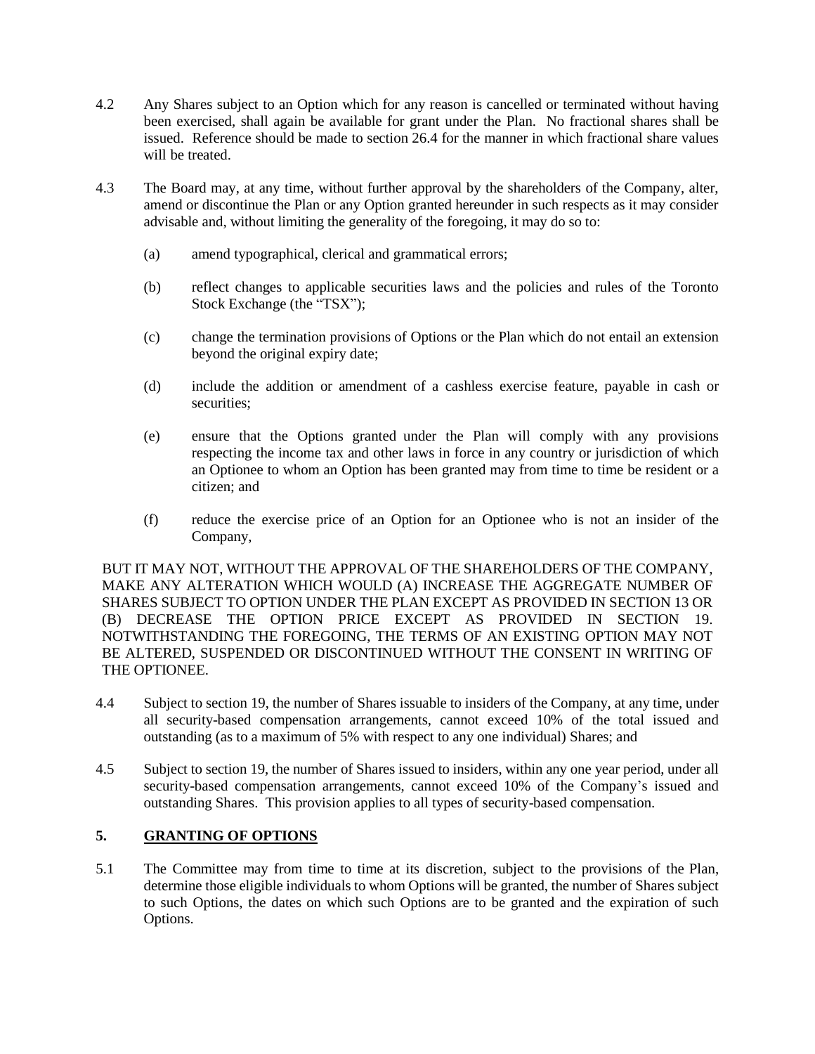4.2 Any Shares subject to an Option which for any reason is cancelled or terminated without having been exercised, shall again be available for grant under the Plan. No fractional shares shall be issued. Reference should be made to section 26.4 for the manner in which fractional share values will be treated.

4.3 The Board may, at any time, without further approval by the shareholders of the Company, alter, amend or discontinue the Plan or any Option granted hereunder in such respects as it may consider advisable and, without limiting the generality of the foregoing, it may do so to:

(a) amend typographical, clerical and grammatical errors;

(b) reflect changes to applicable securities laws and the policies and rules of the Toronto Stock Exchange (the "TSX");

(c) change the termination provisions of Options or the Plan which do not entail an extension beyond the original expiry date;

(d) include the addition or amendment of a cashless exercise feature, payable in cash or securities;

(e) ensure that the Options granted under the Plan will comply with any provisions respecting the income tax and other laws in force in any country or jurisdiction of which an Optionee to whom an Option has been granted may from time to time be resident or a citizen; and

(f) reduce the exercise price of an Option for an Optionee who is not an insider of the Company,

BUT IT MAY NOT, WITHOUT THE APPROVAL OF THE SHAREHOLDERS OF THE COMPANY, MAKE ANY ALTERATION WHICH WOULD (A) INCREASE THE AGGREGATE NUMBER OF SHARES SUBJECT TO OPTION UNDER THE PLAN EXCEPT AS PROVIDED IN SECTION 13 OR (B) DECREASE THE OPTION PRICE EXCEPT AS PROVIDED IN SECTION 19. NOTWITHSTANDING THE FOREGOING, THE TERMS OF AN EXISTING OPTION MAY NOT BE ALTERED, SUSPENDED OR DISCONTINUED WITHOUT THE CONSENT IN WRITING OF THE OPTIONEE.

4.4 Subject to section 19, the number of Shares issuable to insiders of the Company, at any time, under all security-based compensation arrangements, cannot exceed 10% of the total issued and outstanding (as to a maximum of 5% with respect to any one individual) Shares; and

4.5 Subject to section 19, the number of Shares issued to insiders, within any one year period, under all security-based compensation arrangements, cannot exceed 10% of the Company's issued and outstanding Shares. This provision applies to all types of security-based compensation.

## 5. GRANTING OF OPTIONS

5.1 The Committee may from time to time at its discretion, subject to the provisions of the Plan, determine those eligible individuals to whom Options will be granted, the number of Shares subject to such Options, the dates on which such Options are to be granted and the expiration of such Options.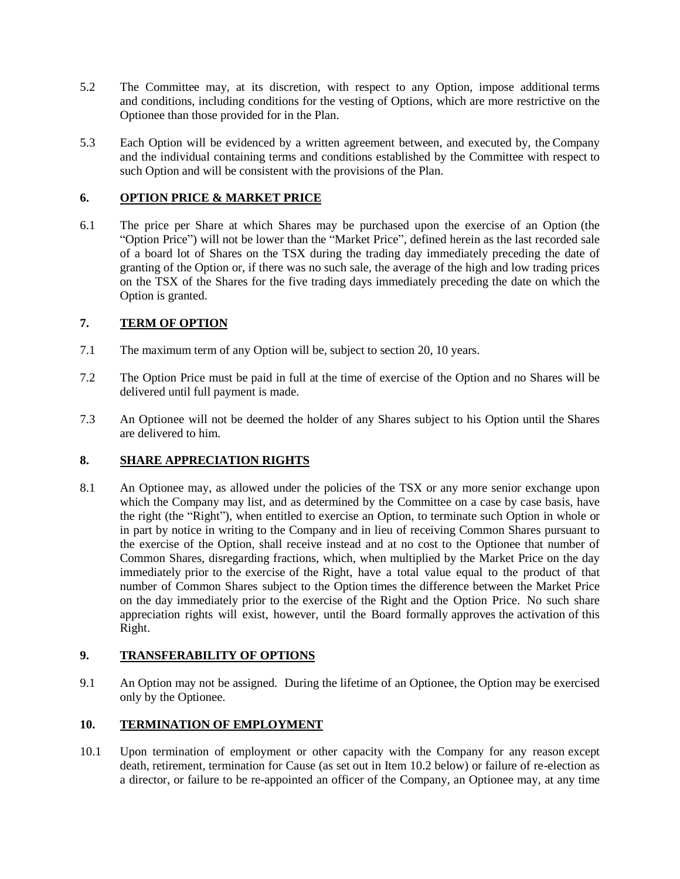5.2 The Committee may, at its discretion, with respect to any Option, impose additional terms and conditions, including conditions for the vesting of Options, which are more restrictive on the Optionee than those provided for in the Plan.

5.3 Each Option will be evidenced by a written agreement between, and executed by, the Company and the individual containing terms and conditions established by the Committee with respect to such Option and will be consistent with the provisions of the Plan.

## 6. OPTION PRICE & MARKET PRICE

6.1 The price per Share at which Shares may be purchased upon the exercise of an Option (the "Option Price") will not be lower than the "Market Price", defined herein as the last recorded sale of a board lot of Shares on the TSX during the trading day immediately preceding the date of granting of the Option or, if there was no such sale, the average of the high and low trading prices on the TSX of the Shares for the five trading days immediately preceding the date on which the Option is granted.

## 7. TERM OF OPTION

7.1 The maximum term of any Option will be, subject to section 20, 10 years.

7.2 The Option Price must be paid in full at the time of exercise of the Option and no Shares will be delivered until full payment is made.

7.3 An Optionee will not be deemed the holder of any Shares subject to his Option until the Shares are delivered to him.

## 8. SHARE APPRECIATION RIGHTS

8.1 An Optionee may, as allowed under the policies of the TSX or any more senior exchange upon which the Company may list, and as determined by the Committee on a case by case basis, have the right (the "Right"), when entitled to exercise an Option, to terminate such Option in whole or in part by notice in writing to the Company and in lieu of receiving Common Shares pursuant to the exercise of the Option, shall receive instead and at no cost to the Optionee that number of Common Shares, disregarding fractions, which, when multiplied by the Market Price on the day immediately prior to the exercise of the Right, have a total value equal to the product of that number of Common Shares subject to the Option times the difference between the Market Price on the day immediately prior to the exercise of the Right and the Option Price. No such share appreciation rights will exist, however, until the Board formally approves the activation of this Right.

## 9. TRANSFERABILITY OF OPTIONS

9.1 An Option may not be assigned. During the lifetime of an Optionee, the Option may be exercised only by the Optionee.

## 10. TERMINATION OF EMPLOYMENT

10.1 Upon termination of employment or other capacity with the Company for any reason except death, retirement, termination for Cause (as set out in Item 10.2 below) or failure of re-election as a director, or failure to be re-appointed an officer of the Company, an Optionee may, at any time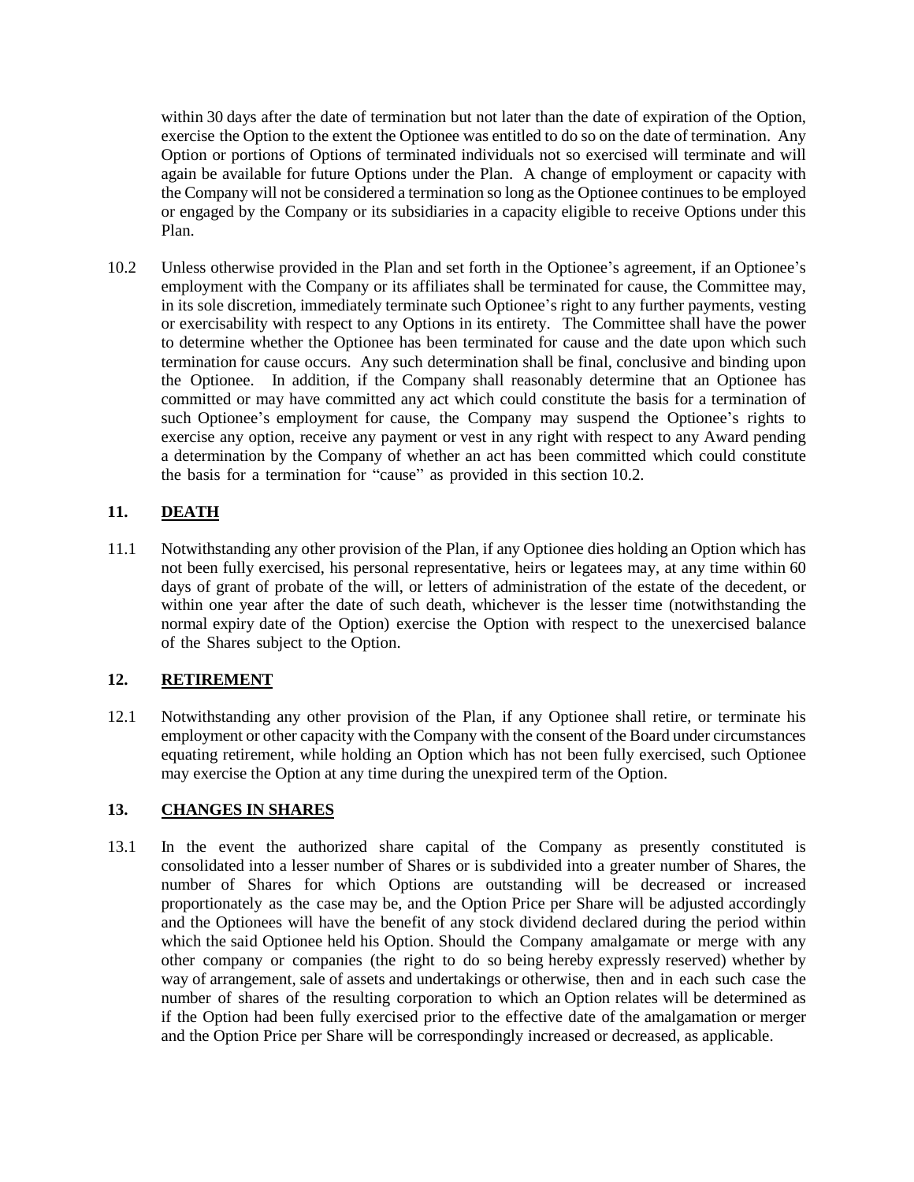within 30 days after the date of termination but not later than the date of expiration of the Option, exercise the Option to the extent the Optionee was entitled to do so on the date of termination. Any Option or portions of Options of terminated individuals not so exercised will terminate and will again be available for future Options under the Plan. A change of employment or capacity with the Company will not be considered a termination so long as the Optionee continues to be employed or engaged by the Company or its subsidiaries in a capacity eligible to receive Options under this Plan.

10.2 Unless otherwise provided in the Plan and set forth in the Optionee's agreement, if an Optionee's employment with the Company or its affiliates shall be terminated for cause, the Committee may, in its sole discretion, immediately terminate such Optionee's right to any further payments, vesting or exercisability with respect to any Options in its entirety. The Committee shall have the power to determine whether the Optionee has been terminated for cause and the date upon which such termination for cause occurs. Any such determination shall be final, conclusive and binding upon the Optionee. In addition, if the Company shall reasonably determine that an Optionee has committed or may have committed any act which could constitute the basis for a termination of such Optionee's employment for cause, the Company may suspend the Optionee's rights to exercise any option, receive any payment or vest in any right with respect to any Award pending a determination by the Company of whether an act has been committed which could constitute the basis for a termination for "cause" as provided in this section 10.2.

## 11. DEATH

11.1 Notwithstanding any other provision of the Plan, if any Optionee dies holding an Option which has not been fully exercised, his personal representative, heirs or legatees may, at any time within 60 days of grant of probate of the will, or letters of administration of the estate of the decedent, or within one year after the date of such death, whichever is the lesser time (notwithstanding the normal expiry date of the Option) exercise the Option with respect to the unexercised balance of the Shares subject to the Option.

## 12. RETIREMENT

12.1 Notwithstanding any other provision of the Plan, if any Optionee shall retire, or terminate his employment or other capacity with the Company with the consent of the Board under circumstances equating retirement, while holding an Option which has not been fully exercised, such Optionee may exercise the Option at any time during the unexpired term of the Option.

## 13. CHANGES IN SHARES

13.1 In the event the authorized share capital of the Company as presently constituted is consolidated into a lesser number of Shares or is subdivided into a greater number of Shares, the number of Shares for which Options are outstanding will be decreased or increased proportionately as the case may be, and the Option Price per Share will be adjusted accordingly and the Optionees will have the benefit of any stock dividend declared during the period within which the said Optionee held his Option. Should the Company amalgamate or merge with any other company or companies (the right to do so being hereby expressly reserved) whether by way of arrangement, sale of assets and undertakings or otherwise, then and in each such case the number of shares of the resulting corporation to which an Option relates will be determined as if the Option had been fully exercised prior to the effective date of the amalgamation or merger and the Option Price per Share will be correspondingly increased or decreased, as applicable.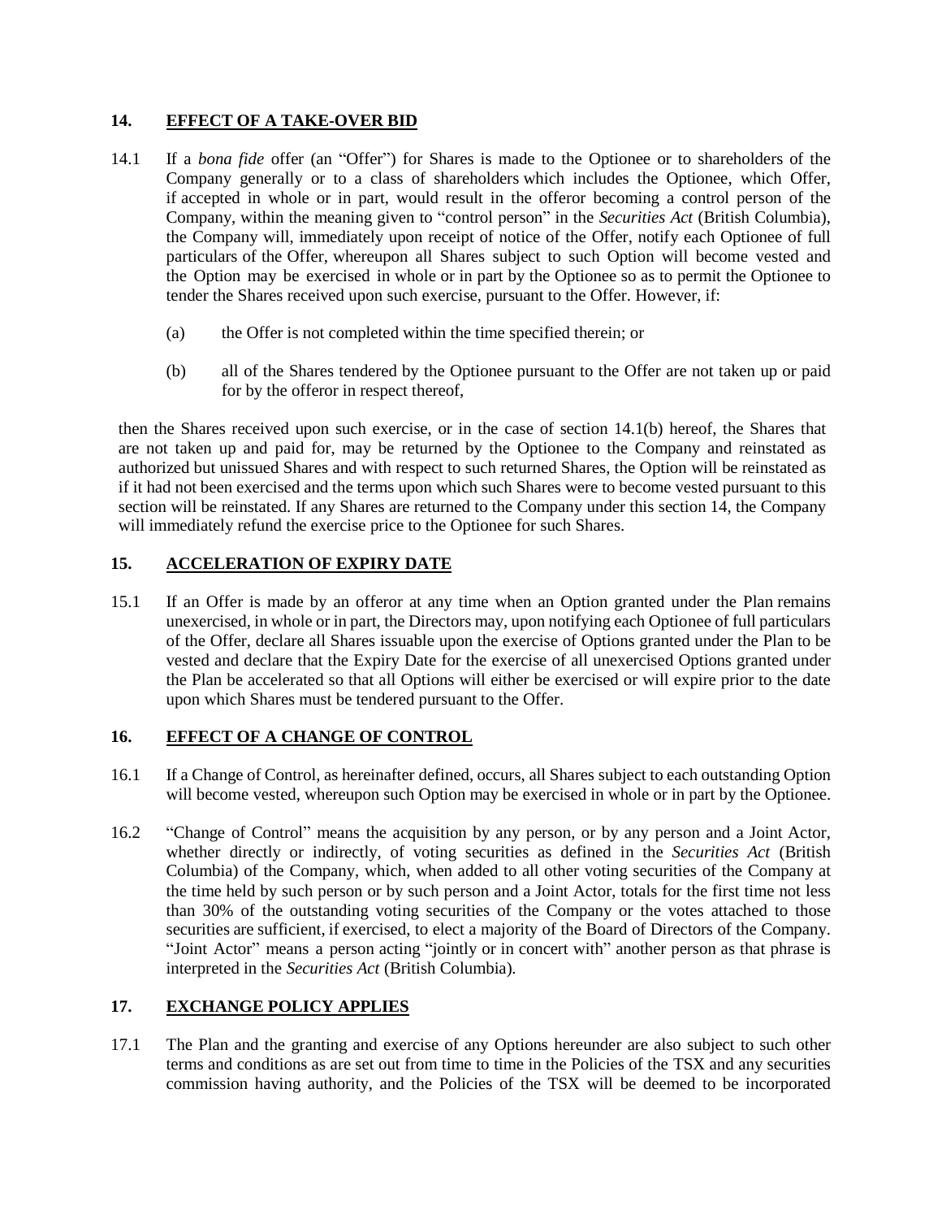## 14. EFFECT OF A TAKE-OVER BID

14.1 If a *bona fide* offer (an "Offer") for Shares is made to the Optionee or to shareholders of the Company generally or to a class of shareholders which includes the Optionee, which Offer, if accepted in whole or in part, would result in the offeror becoming a control person of the Company, within the meaning given to "control person" in the *Securities Act* (British Columbia), the Company will, immediately upon receipt of notice of the Offer, notify each Optionee of full particulars of the Offer, whereupon all Shares subject to such Option will become vested and the Option may be exercised in whole or in part by the Optionee so as to permit the Optionee to tender the Shares received upon such exercise, pursuant to the Offer. However, if:

(a) the Offer is not completed within the time specified therein; or

(b) all of the Shares tendered by the Optionee pursuant to the Offer are not taken up or paid for by the offeror in respect thereof,

then the Shares received upon such exercise, or in the case of section 14.1(b) hereof, the Shares that are not taken up and paid for, may be returned by the Optionee to the Company and reinstated as authorized but unissued Shares and with respect to such returned Shares, the Option will be reinstated as if it had not been exercised and the terms upon which such Shares were to become vested pursuant to this section will be reinstated. If any Shares are returned to the Company under this section 14, the Company will immediately refund the exercise price to the Optionee for such Shares.

## 15. ACCELERATION OF EXPIRY DATE

15.1 If an Offer is made by an offeror at any time when an Option granted under the Plan remains unexercised, in whole or in part, the Directors may, upon notifying each Optionee of full particulars of the Offer, declare all Shares issuable upon the exercise of Options granted under the Plan to be vested and declare that the Expiry Date for the exercise of all unexercised Options granted under the Plan be accelerated so that all Options will either be exercised or will expire prior to the date upon which Shares must be tendered pursuant to the Offer.

## 16. EFFECT OF A CHANGE OF CONTROL

16.1 If a Change of Control, as hereinafter defined, occurs, all Shares subject to each outstanding Option will become vested, whereupon such Option may be exercised in whole or in part by the Optionee.

16.2 "Change of Control" means the acquisition by any person, or by any person and a Joint Actor, whether directly or indirectly, of voting securities as defined in the *Securities Act* (British Columbia) of the Company, which, when added to all other voting securities of the Company at the time held by such person or by such person and a Joint Actor, totals for the first time not less than 30% of the outstanding voting securities of the Company or the votes attached to those securities are sufficient, if exercised, to elect a majority of the Board of Directors of the Company. "Joint Actor" means a person acting "jointly or in concert with" another person as that phrase is interpreted in the *Securities Act* (British Columbia).

## 17. EXCHANGE POLICY APPLIES

17.1 The Plan and the granting and exercise of any Options hereunder are also subject to such other terms and conditions as are set out from time to time in the Policies of the TSX and any securities commission having authority, and the Policies of the TSX will be deemed to be incorporated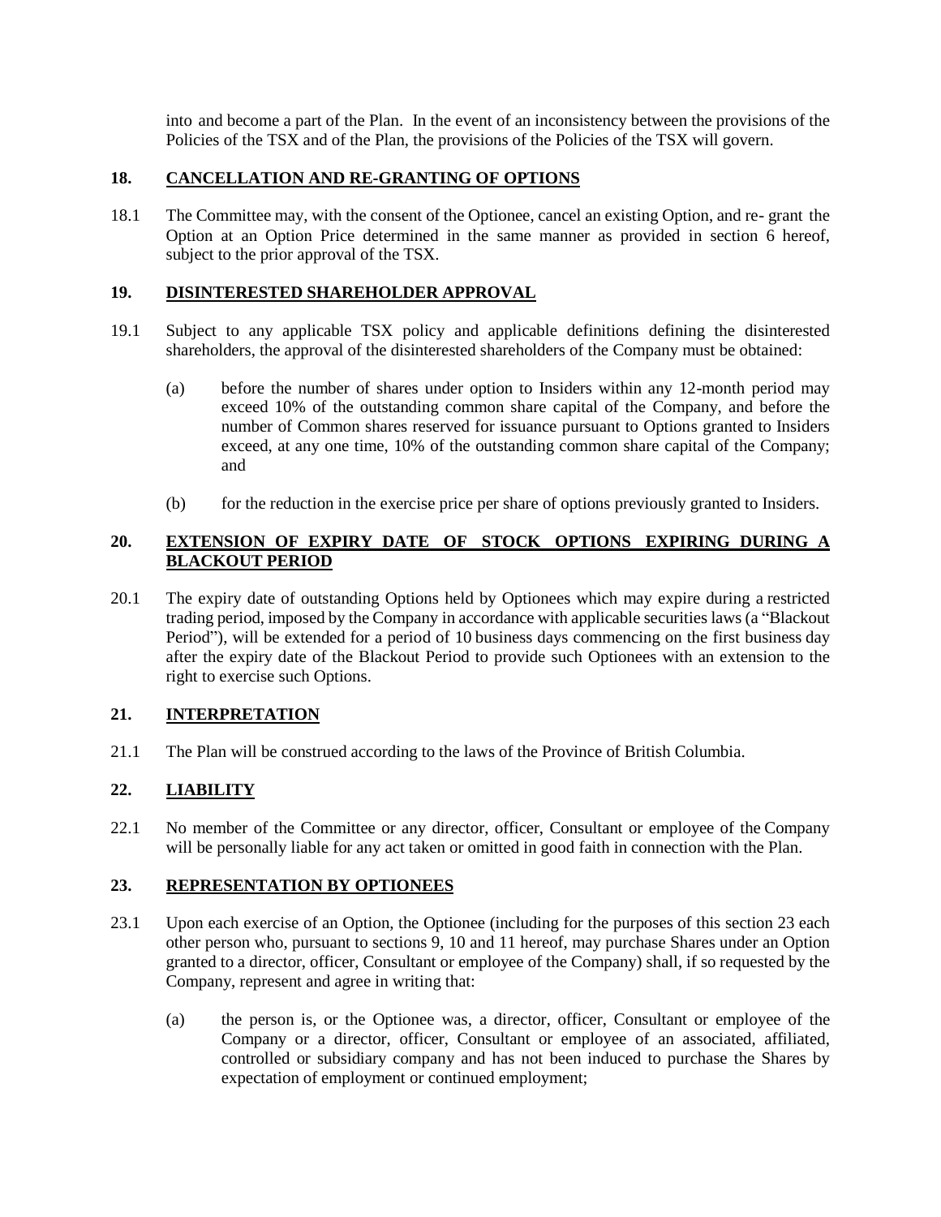into and become a part of the Plan. In the event of an inconsistency between the provisions of the Policies of the TSX and of the Plan, the provisions of the Policies of the TSX will govern.

## 18. CANCELLATION AND RE-GRANTING OF OPTIONS

18.1 The Committee may, with the consent of the Optionee, cancel an existing Option, and re- grant the Option at an Option Price determined in the same manner as provided in section 6 hereof, subject to the prior approval of the TSX.

## 19. DISINTERESTED SHAREHOLDER APPROVAL

19.1 Subject to any applicable TSX policy and applicable definitions defining the disinterested shareholders, the approval of the disinterested shareholders of the Company must be obtained:

(a) before the number of shares under option to Insiders within any 12-month period may exceed 10% of the outstanding common share capital of the Company, and before the number of Common shares reserved for issuance pursuant to Options granted to Insiders exceed, at any one time, 10% of the outstanding common share capital of the Company; and

(b) for the reduction in the exercise price per share of options previously granted to Insiders.

## 20. EXTENSION OF EXPIRY DATE OF STOCK OPTIONS EXPIRING DURING A BLACKOUT PERIOD

20.1 The expiry date of outstanding Options held by Optionees which may expire during a restricted trading period, imposed by the Company in accordance with applicable securities laws (a "Blackout Period"), will be extended for a period of 10 business days commencing on the first business day after the expiry date of the Blackout Period to provide such Optionees with an extension to the right to exercise such Options.

## 21. INTERPRETATION

21.1 The Plan will be construed according to the laws of the Province of British Columbia.

## 22. LIABILITY

22.1 No member of the Committee or any director, officer, Consultant or employee of the Company will be personally liable for any act taken or omitted in good faith in connection with the Plan.

## 23. REPRESENTATION BY OPTIONEES

23.1 Upon each exercise of an Option, the Optionee (including for the purposes of this section 23 each other person who, pursuant to sections 9, 10 and 11 hereof, may purchase Shares under an Option granted to a director, officer, Consultant or employee of the Company) shall, if so requested by the Company, represent and agree in writing that:

(a) the person is, or the Optionee was, a director, officer, Consultant or employee of the Company or a director, officer, Consultant or employee of an associated, affiliated, controlled or subsidiary company and has not been induced to purchase the Shares by expectation of employment or continued employment;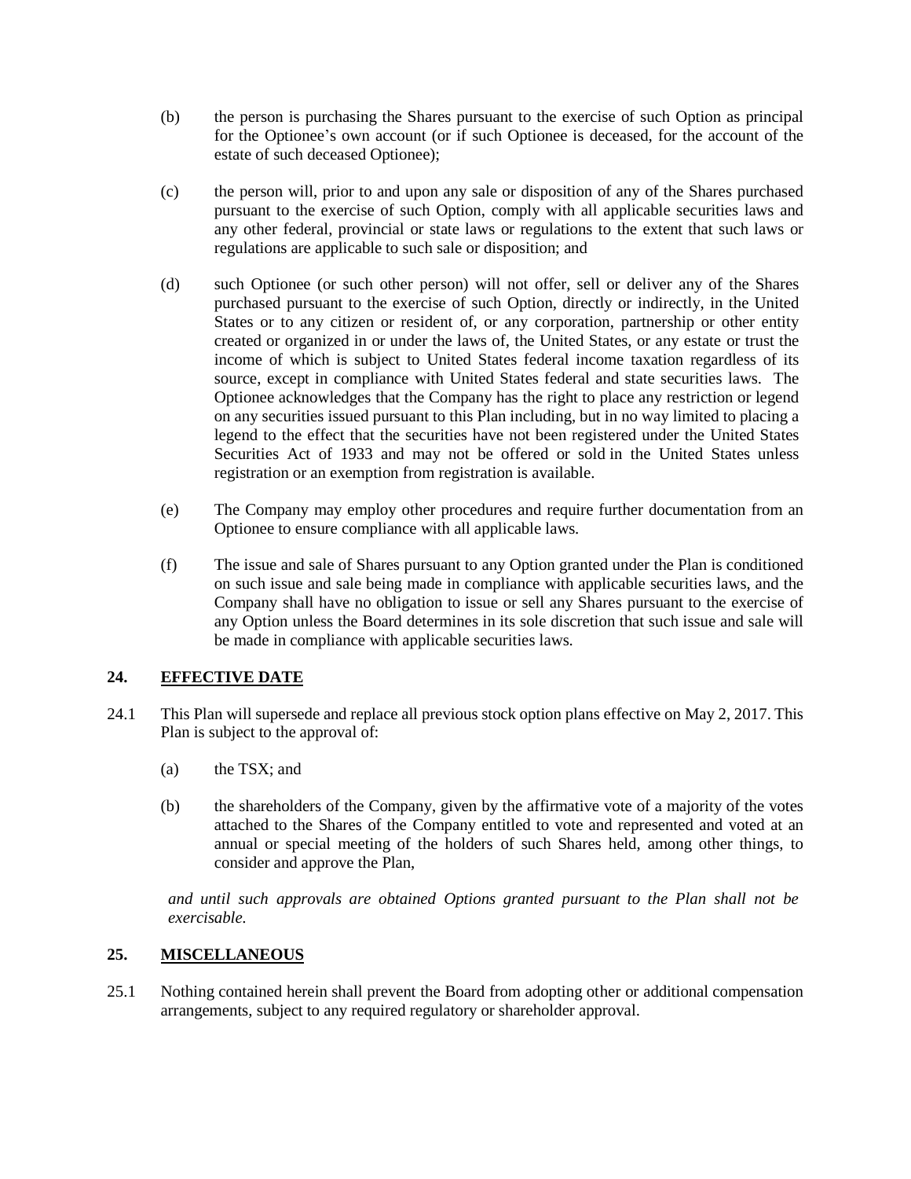(b) the person is purchasing the Shares pursuant to the exercise of such Option as principal for the Optionee's own account (or if such Optionee is deceased, for the account of the estate of such deceased Optionee);

(c) the person will, prior to and upon any sale or disposition of any of the Shares purchased pursuant to the exercise of such Option, comply with all applicable securities laws and any other federal, provincial or state laws or regulations to the extent that such laws or regulations are applicable to such sale or disposition; and

(d) such Optionee (or such other person) will not offer, sell or deliver any of the Shares purchased pursuant to the exercise of such Option, directly or indirectly, in the United States or to any citizen or resident of, or any corporation, partnership or other entity created or organized in or under the laws of, the United States, or any estate or trust the income of which is subject to United States federal income taxation regardless of its source, except in compliance with United States federal and state securities laws. The Optionee acknowledges that the Company has the right to place any restriction or legend on any securities issued pursuant to this Plan including, but in no way limited to placing a legend to the effect that the securities have not been registered under the United States Securities Act of 1933 and may not be offered or sold in the United States unless registration or an exemption from registration is available.

(e) The Company may employ other procedures and require further documentation from an Optionee to ensure compliance with all applicable laws.

(f) The issue and sale of Shares pursuant to any Option granted under the Plan is conditioned on such issue and sale being made in compliance with applicable securities laws, and the Company shall have no obligation to issue or sell any Shares pursuant to the exercise of any Option unless the Board determines in its sole discretion that such issue and sale will be made in compliance with applicable securities laws.

## 24. EFFECTIVE DATE

24.1 This Plan will supersede and replace all previous stock option plans effective on May 2, 2017. This Plan is subject to the approval of:

(a) the TSX; and

(b) the shareholders of the Company, given by the affirmative vote of a majority of the votes attached to the Shares of the Company entitled to vote and represented and voted at an annual or special meeting of the holders of such Shares held, among other things, to consider and approve the Plan,

*and until such approvals are obtained Options granted pursuant to the Plan shall not be exercisable.*

## 25. MISCELLANEOUS

25.1 Nothing contained herein shall prevent the Board from adopting other or additional compensation arrangements, subject to any required regulatory or shareholder approval.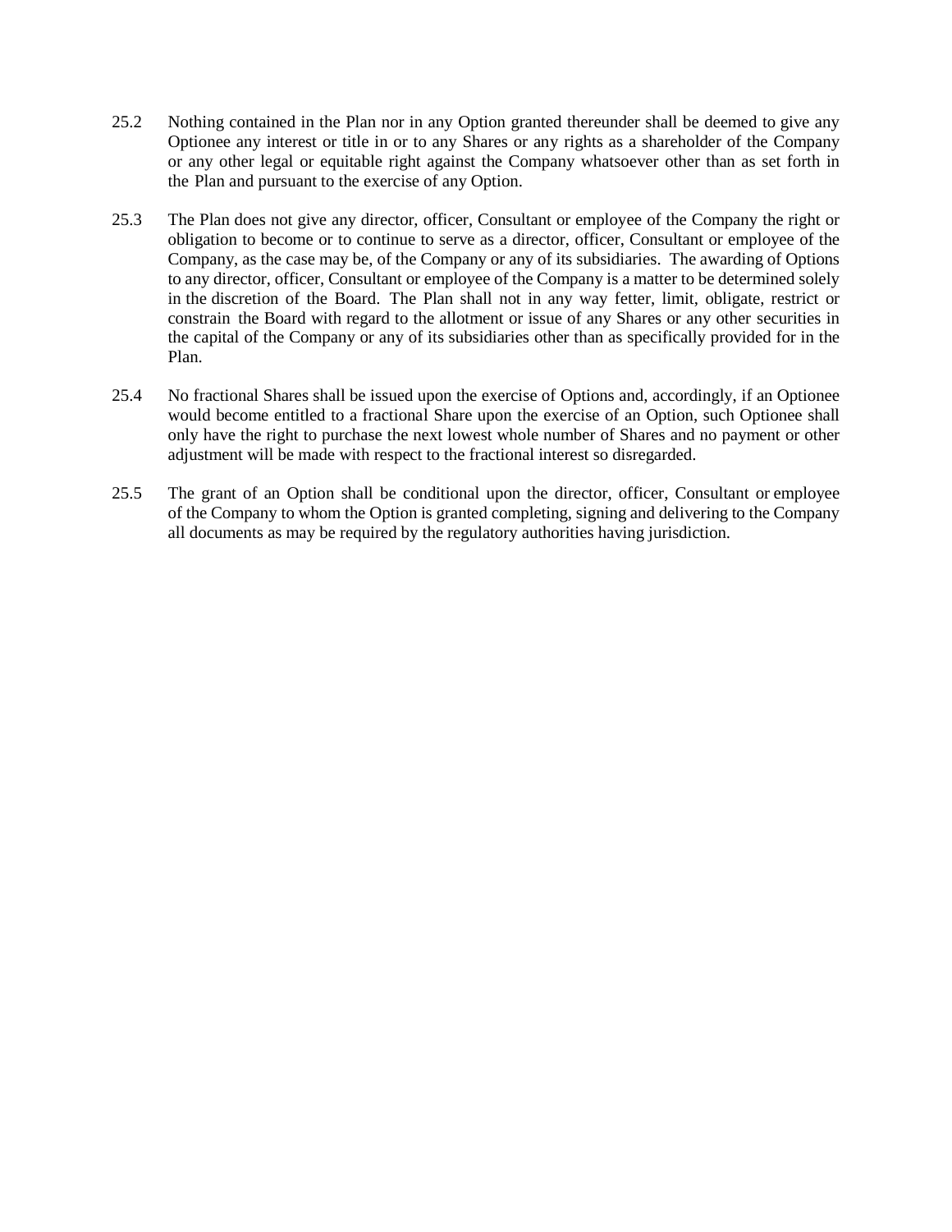25.2 Nothing contained in the Plan nor in any Option granted thereunder shall be deemed to give any Optionee any interest or title in or to any Shares or any rights as a shareholder of the Company or any other legal or equitable right against the Company whatsoever other than as set forth in the Plan and pursuant to the exercise of any Option.

25.3 The Plan does not give any director, officer, Consultant or employee of the Company the right or obligation to become or to continue to serve as a director, officer, Consultant or employee of the Company, as the case may be, of the Company or any of its subsidiaries. The awarding of Options to any director, officer, Consultant or employee of the Company is a matter to be determined solely in the discretion of the Board. The Plan shall not in any way fetter, limit, obligate, restrict or constrain the Board with regard to the allotment or issue of any Shares or any other securities in the capital of the Company or any of its subsidiaries other than as specifically provided for in the Plan.

25.4 No fractional Shares shall be issued upon the exercise of Options and, accordingly, if an Optionee would become entitled to a fractional Share upon the exercise of an Option, such Optionee shall only have the right to purchase the next lowest whole number of Shares and no payment or other adjustment will be made with respect to the fractional interest so disregarded.

25.5 The grant of an Option shall be conditional upon the director, officer, Consultant or employee of the Company to whom the Option is granted completing, signing and delivering to the Company all documents as may be required by the regulatory authorities having jurisdiction.